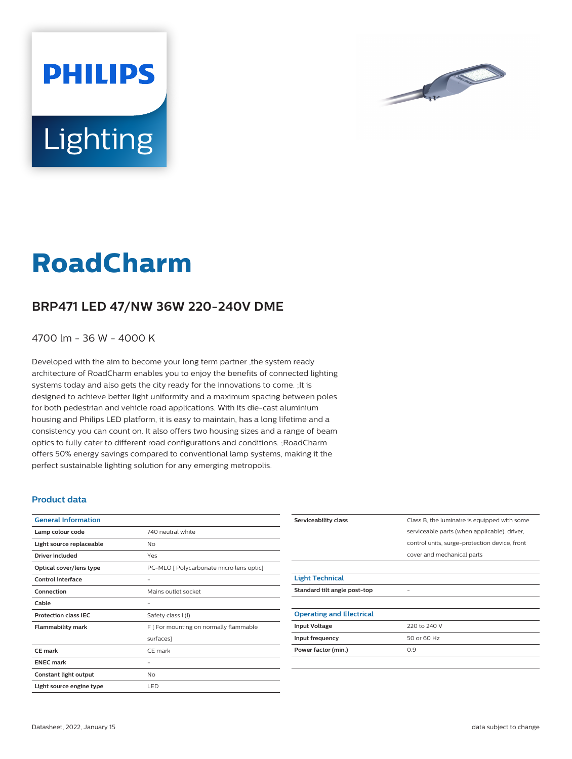PHILIPS

Lighting

# RoadCharm

## BRP471 LED 47/NW 36W 220-240V DME

4700 lm - 36 W - 4000 K

Developed with the aim to become your long term partner ,the system ready architecture of RoadCharm enables you to enjoy the benefits of connected lighting systems today and also gets the city ready for the innovations to come. ;It is designed to achieve better light uniformity and a maximum spacing between poles for both pedestrian and vehicle road applications. With its die-cast aluminium housing and Philips LED platform, it is easy to maintain, has a long lifetime and a consistency you can count on. It also offers two housing sizes and a range of beam optics to fully cater to different road configurations and conditions. ;RoadCharm offers 50% energy savings compared to conventional lamp systems, making it the perfect sustainable lighting solution for any emerging metropolis.

### Product data

| General Information | |
|---|---|
| Lamp colour code | 740 neutral white |
| Light source replaceable | No |
| Driver included | Yes |
| Optical cover/lens type | PC-MLO [ Polycarbonate micro lens optic] |
| Control interface | - |
| Connection | Mains outlet socket |
| Cable | - |
| Protection class IEC | Safety class I (I) |
| Flammability mark | F [ For mounting on normally flammable surfaces] |
| CE mark | CE mark |
| ENEC mark | - |
| Constant light output | No |
| Light source engine type | LED |
| Serviceability class | Class B, the luminaire is equipped with some serviceable parts (when applicable): driver, control units, surge-protection device, front cover and mechanical parts |

| Light Technical | |
|---|---|
| Standard tilt angle post-top | - |

| Operating and Electrical | |
|---|---|
| Input Voltage | 220 to 240 V |
| Input frequency | 50 or 60 Hz |
| Power factor (min.) | 0.9 |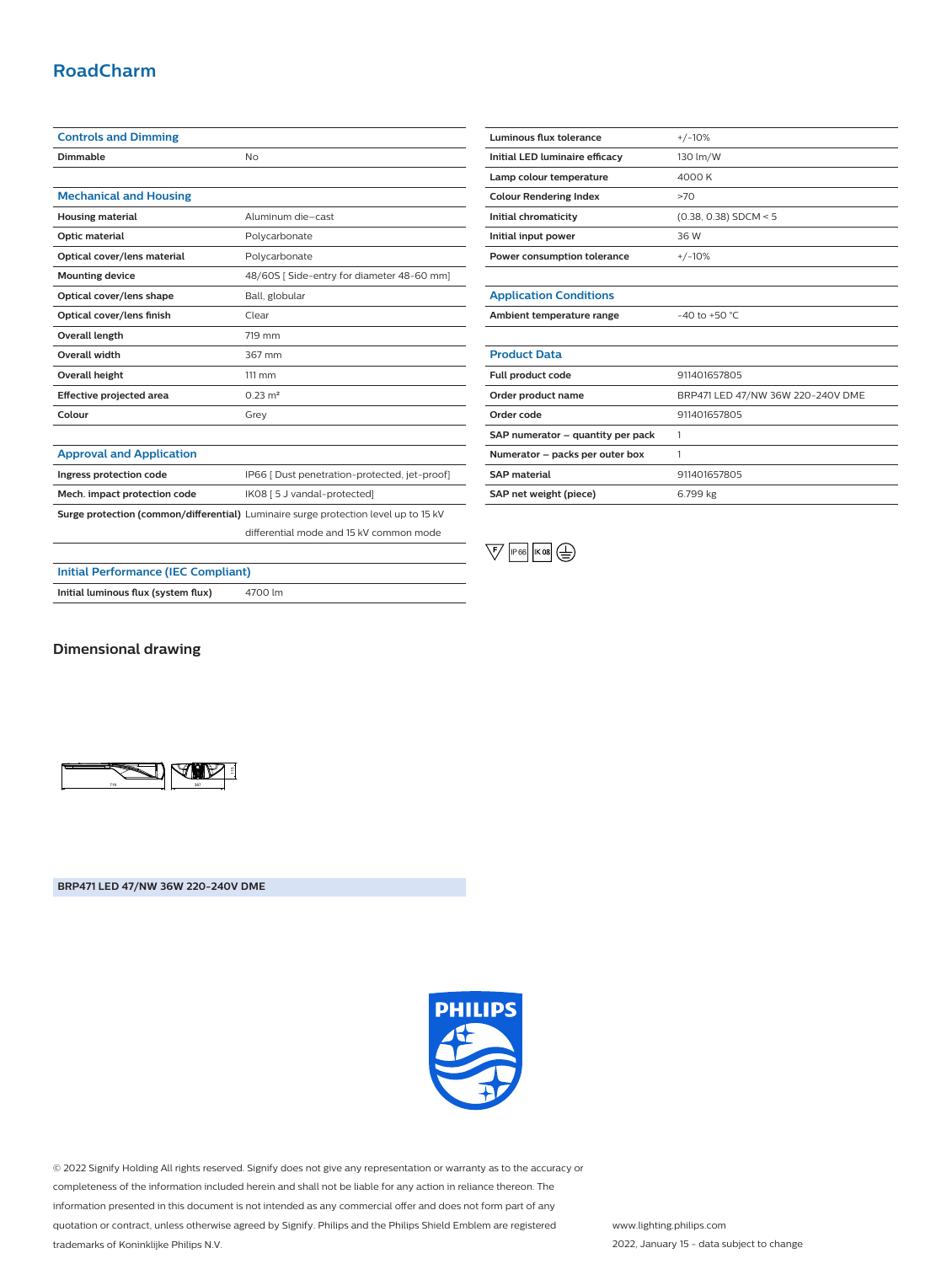## RoadCharm

| Controls and Dimming | |
|---|---|
| **Dimmable** | No |

| Mechanical and Housing | |
|---|---|
| **Housing material** | Aluminum die-cast |
| **Optic material** | Polycarbonate |
| **Optical cover/lens material** | Polycarbonate |
| **Mounting device** | 48/60S [ Side-entry for diameter 48-60 mm] |
| **Optical cover/lens shape** | Ball, globular |
| **Optical cover/lens finish** | Clear |
| **Overall length** | 719 mm |
| **Overall width** | 367 mm |
| **Overall height** | 111 mm |
| **Effective projected area** | 0.23 m² |
| **Colour** | Grey |

| Approval and Application | |
|---|---|
| **Ingress protection code** | IP66 [ Dust penetration-protected, jet-proof] |
| **Mech. impact protection code** | IK08 [ 5 J vandal-protected] |
| **Surge protection (common/differential)** | Luminaire surge protection level up to 15 kV differential mode and 15 kV common mode |

| Initial Performance (IEC Compliant) | |
|---|---|
| **Initial luminous flux (system flux)** | 4700 lm |
| **Luminous flux tolerance** | +/-10% |
| **Initial LED luminaire efficacy** | 130 lm/W |
| **Lamp colour temperature** | 4000 K |
| **Colour Rendering Index** | >70 |
| **Initial chromaticity** | (0.38, 0.38) SDCM < 5 |
| **Initial input power** | 36 W |
| **Power consumption tolerance** | +/-10% |

| Application Conditions | |
|---|---|
| **Ambient temperature range** | -40 to +50 °C |

| Product Data | |
|---|---|
| **Full product code** | 911401657805 |
| **Order product name** | BRP471 LED 47/NW 36W 220-240V DME |
| **Order code** | 911401657805 |
| **SAP numerator – quantity per pack** | 1 |
| **Numerator – packs per outer box** | 1 |
| **SAP material** | 911401657805 |
| **SAP net weight (piece)** | 6.799 kg |

F IP66 IK08

### Dimensional drawing

719

367

111

**BRP471 LED 47/NW 36W 220-240V DME**

PHILIPS

© 2022 Signify Holding All rights reserved. Signify does not give any representation or warranty as to the accuracy or completeness of the information included herein and shall not be liable for any action in reliance thereon. The information presented in this document is not intended as any commercial offer and does not form part of any quotation or contract, unless otherwise agreed by Signify. Philips and the Philips Shield Emblem are registered trademarks of Koninklijke Philips N.V.

www.lighting.philips.com

2022, January 15 - data subject to change